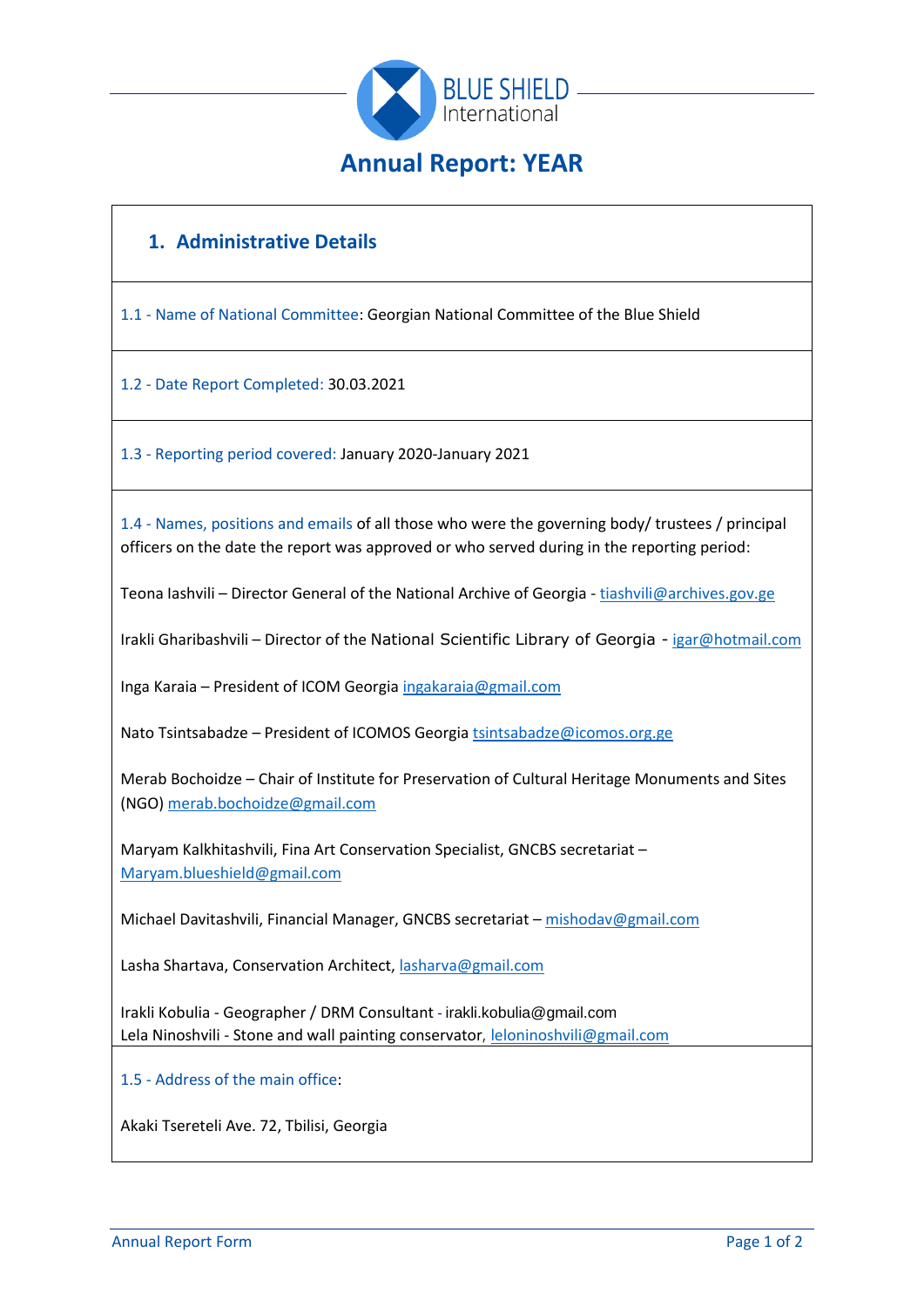# Annual Report: YEAR

## 1. Administrative Details

1.1 - Name of National Committee: Georgian National Committee of the Blue Shield

1.2 - Date Report Completed: 30.03.2021

1.3 - Reporting period covered: January 2020-January 2021

1.4 - Names, positions and emails of all those who were the governing body/ trustees / principal officers on the date the report was approved or who served during in the reporting period:

Teona Iashvili – Director General of the National Archive of Georgia - tiashvili@archives.gov.ge

Irakli Gharibashvili – Director of the National Scientific Library of Georgia - igar@hotmail.com

Inga Karaia – President of ICOM Georgia ingakaraia@gmail.com

Nato Tsintsabadze – President of ICOMOS Georgia tsintsabadze@icomos.org.ge

Merab Bochoidze – Chair of Institute for Preservation of Cultural Heritage Monuments and Sites (NGO) merab.bochoidze@gmail.com

Maryam Kalkhitashvili, Fina Art Conservation Specialist, GNCBS secretariat – Maryam.blueshield@gmail.com

Michael Davitashvili, Financial Manager, GNCBS secretariat – mishodav@gmail.com

Lasha Shartava, Conservation Architect, lasharva@gmail.com

Irakli Kobulia - Geographer / DRM Consultant - irakli.kobulia@gmail.com

Lela Ninoshvili - Stone and wall painting conservator, leloninoshvili@gmail.com

1.5 - Address of the main office:

Akaki Tsereteli Ave. 72, Tbilisi, Georgia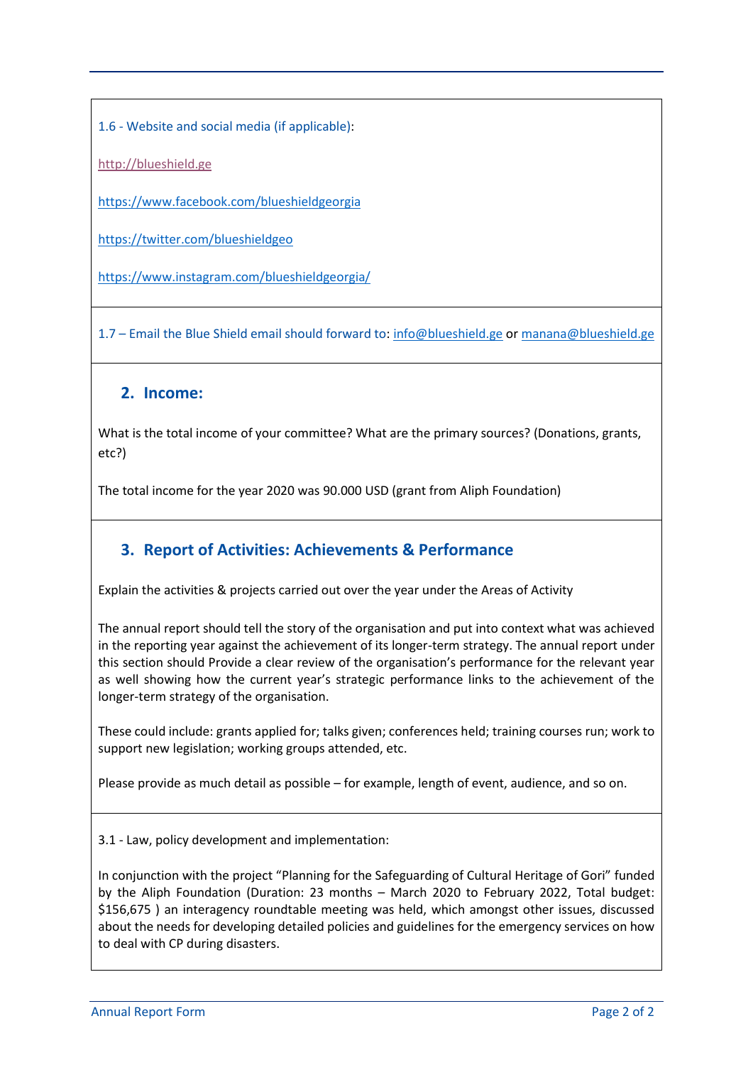1.6 - Website and social media (if applicable):

http://blueshield.ge

https://www.facebook.com/blueshieldgeorgia

https://twitter.com/blueshieldgeo

https://www.instagram.com/blueshieldgeorgia/

1.7 – Email the Blue Shield email should forward to: info@blueshield.ge or manana@blueshield.ge

## 2. Income:

What is the total income of your committee? What are the primary sources? (Donations, grants, etc?)

The total income for the year 2020 was 90.000 USD (grant from Aliph Foundation)

## 3. Report of Activities: Achievements & Performance

Explain the activities & projects carried out over the year under the Areas of Activity

The annual report should tell the story of the organisation and put into context what was achieved in the reporting year against the achievement of its longer-term strategy. The annual report under this section should Provide a clear review of the organisation's performance for the relevant year as well showing how the current year's strategic performance links to the achievement of the longer-term strategy of the organisation.

These could include: grants applied for; talks given; conferences held; training courses run; work to support new legislation; working groups attended, etc.

Please provide as much detail as possible – for example, length of event, audience, and so on.

3.1 - Law, policy development and implementation:

In conjunction with the project "Planning for the Safeguarding of Cultural Heritage of Gori" funded by the Aliph Foundation (Duration: 23 months – March 2020 to February 2022, Total budget: $156,675 ) an interagency roundtable meeting was held, which amongst other issues, discussed about the needs for developing detailed policies and guidelines for the emergency services on how to deal with CP during disasters.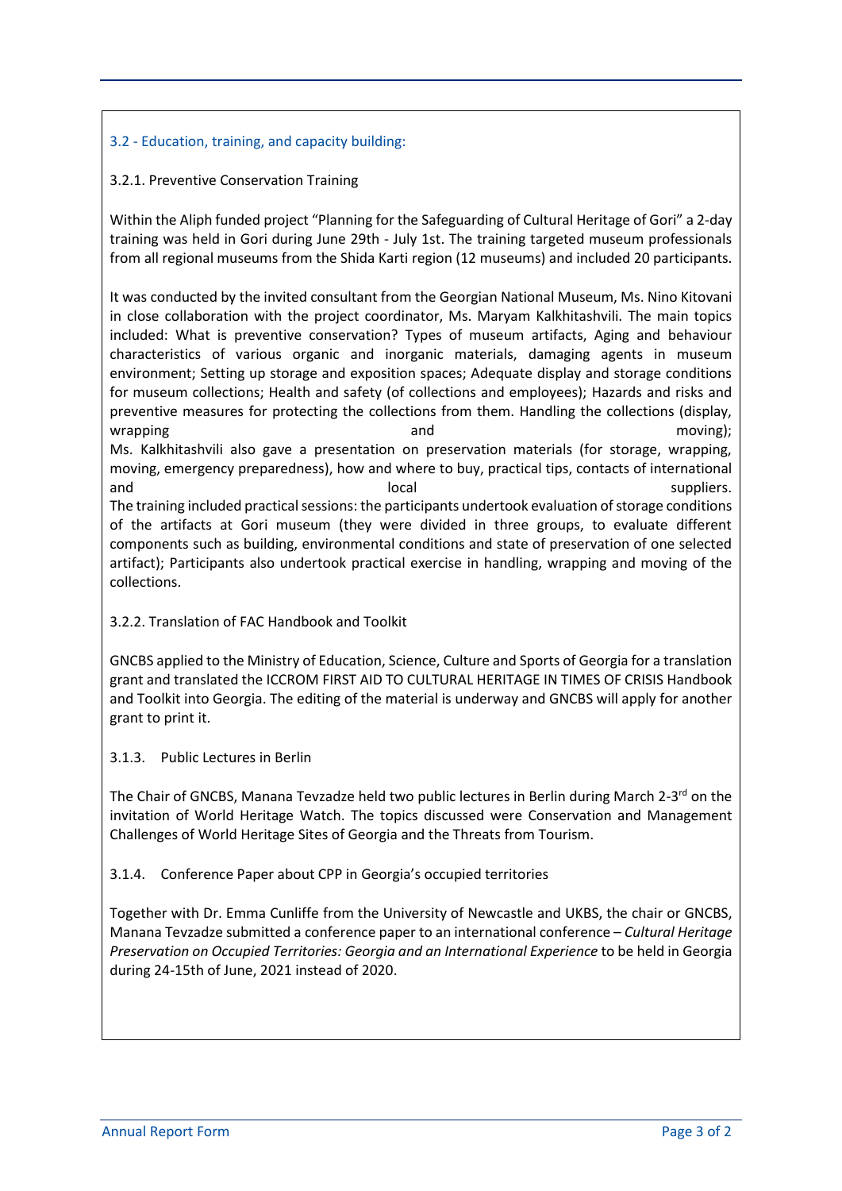### 3.2 - Education, training, and capacity building:

#### 3.2.1. Preventive Conservation Training

Within the Aliph funded project "Planning for the Safeguarding of Cultural Heritage of Gori" a 2-day training was held in Gori during June 29th - July 1st. The training targeted museum professionals from all regional museums from the Shida Karti region (12 museums) and included 20 participants.

It was conducted by the invited consultant from the Georgian National Museum, Ms. Nino Kitovani in close collaboration with the project coordinator, Ms. Maryam Kalkhitashvili. The main topics included: What is preventive conservation? Types of museum artifacts, Aging and behaviour characteristics of various organic and inorganic materials, damaging agents in museum environment; Setting up storage and exposition spaces; Adequate display and storage conditions for museum collections; Health and safety (of collections and employees); Hazards and risks and preventive measures for protecting the collections from them. Handling the collections (display, wrapping and moving);
Ms. Kalkhitashvili also gave a presentation on preservation materials (for storage, wrapping, moving, emergency preparedness), how and where to buy, practical tips, contacts of international and local suppliers.
The training included practical sessions: the participants undertook evaluation of storage conditions of the artifacts at Gori museum (they were divided in three groups, to evaluate different components such as building, environmental conditions and state of preservation of one selected artifact); Participants also undertook practical exercise in handling, wrapping and moving of the collections.

#### 3.2.2. Translation of FAC Handbook and Toolkit

GNCBS applied to the Ministry of Education, Science, Culture and Sports of Georgia for a translation grant and translated the ICCROM FIRST AID TO CULTURAL HERITAGE IN TIMES OF CRISIS Handbook and Toolkit into Georgia. The editing of the material is underway and GNCBS will apply for another grant to print it.

#### 3.1.3. Public Lectures in Berlin

The Chair of GNCBS, Manana Tevzadze held two public lectures in Berlin during March 2-3rd on the invitation of World Heritage Watch. The topics discussed were Conservation and Management Challenges of World Heritage Sites of Georgia and the Threats from Tourism.

#### 3.1.4. Conference Paper about CPP in Georgia's occupied territories

Together with Dr. Emma Cunliffe from the University of Newcastle and UKBS, the chair or GNCBS, Manana Tevzadze submitted a conference paper to an international conference – *Cultural Heritage Preservation on Occupied Territories: Georgia and an International Experience* to be held in Georgia during 24-15th of June, 2021 instead of 2020.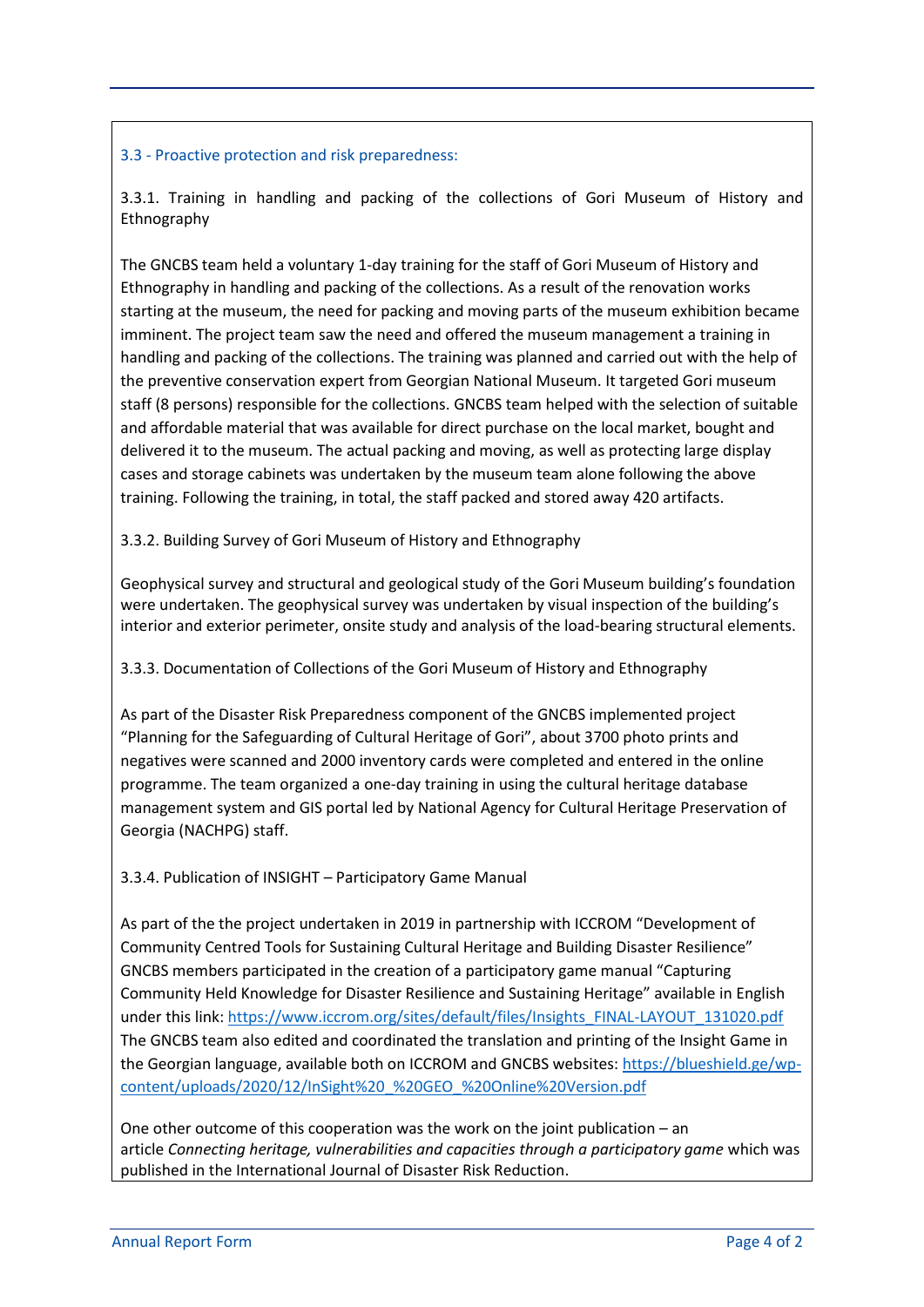### 3.3 - Proactive protection and risk preparedness:

#### 3.3.1. Training in handling and packing of the collections of Gori Museum of History and Ethnography

The GNCBS team held a voluntary 1-day training for the staff of Gori Museum of History and Ethnography in handling and packing of the collections. As a result of the renovation works starting at the museum, the need for packing and moving parts of the museum exhibition became imminent. The project team saw the need and offered the museum management a training in handling and packing of the collections. The training was planned and carried out with the help of the preventive conservation expert from Georgian National Museum. It targeted Gori museum staff (8 persons) responsible for the collections. GNCBS team helped with the selection of suitable and affordable material that was available for direct purchase on the local market, bought and delivered it to the museum. The actual packing and moving, as well as protecting large display cases and storage cabinets was undertaken by the museum team alone following the above training. Following the training, in total, the staff packed and stored away 420 artifacts.

#### 3.3.2. Building Survey of Gori Museum of History and Ethnography

Geophysical survey and structural and geological study of the Gori Museum building's foundation were undertaken. The geophysical survey was undertaken by visual inspection of the building's interior and exterior perimeter, onsite study and analysis of the load-bearing structural elements.

#### 3.3.3. Documentation of Collections of the Gori Museum of History and Ethnography

As part of the Disaster Risk Preparedness component of the GNCBS implemented project "Planning for the Safeguarding of Cultural Heritage of Gori", about 3700 photo prints and negatives were scanned and 2000 inventory cards were completed and entered in the online programme. The team organized a one-day training in using the cultural heritage database management system and GIS portal led by National Agency for Cultural Heritage Preservation of Georgia (NACHPG) staff.

#### 3.3.4. Publication of INSIGHT – Participatory Game Manual

As part of the the project undertaken in 2019 in partnership with ICCROM "Development of Community Centred Tools for Sustaining Cultural Heritage and Building Disaster Resilience" GNCBS members participated in the creation of a participatory game manual "Capturing Community Held Knowledge for Disaster Resilience and Sustaining Heritage" available in English under this link: https://www.iccrom.org/sites/default/files/Insights_FINAL-LAYOUT_131020.pdf
The GNCBS team also edited and coordinated the translation and printing of the Insight Game in the Georgian language, available both on ICCROM and GNCBS websites: https://blueshield.ge/wp-content/uploads/2020/12/InSight%20_%20GEO_%20Online%20Version.pdf

One other outcome of this cooperation was the work on the joint publication – an article *Connecting heritage, vulnerabilities and capacities through a participatory game* which was published in the International Journal of Disaster Risk Reduction.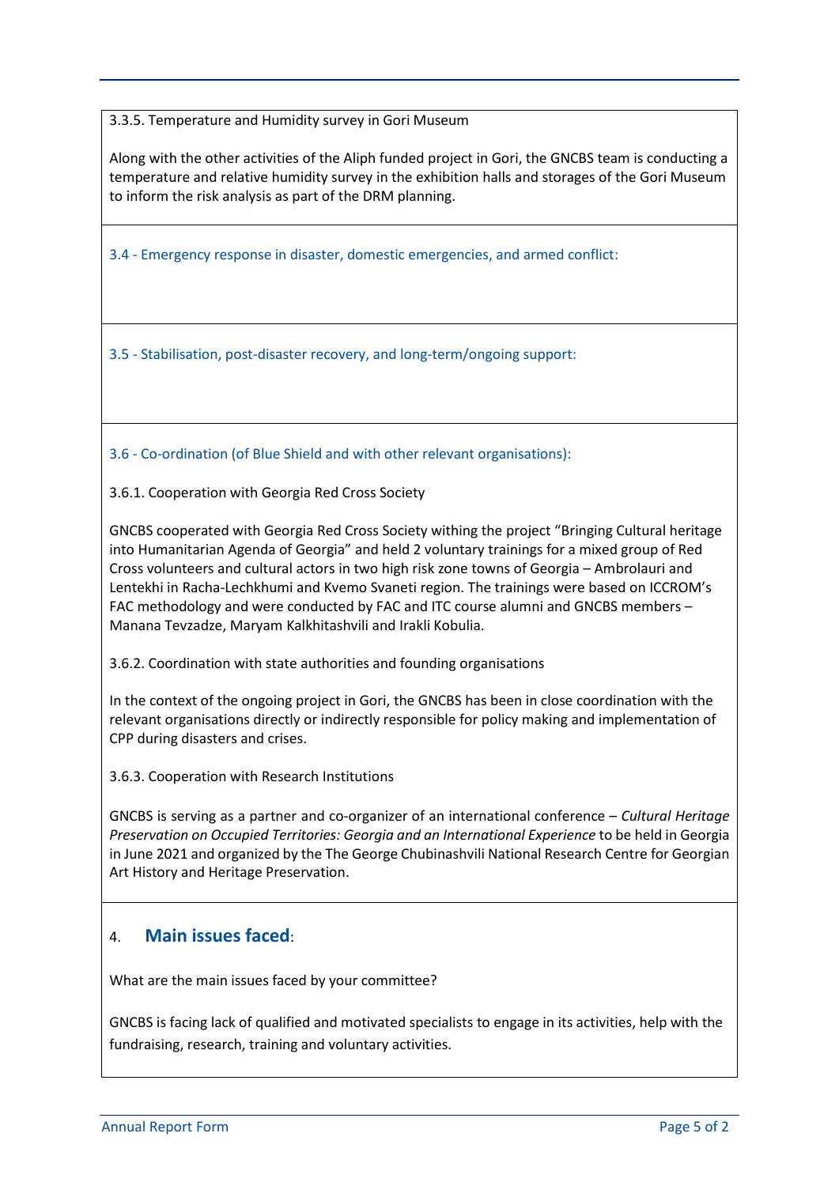3.3.5. Temperature and Humidity survey in Gori Museum

Along with the other activities of the Aliph funded project in Gori, the GNCBS team is conducting a temperature and relative humidity survey in the exhibition halls and storages of the Gori Museum to inform the risk analysis as part of the DRM planning.

### 3.4 - Emergency response in disaster, domestic emergencies, and armed conflict:

### 3.5 - Stabilisation, post-disaster recovery, and long-term/ongoing support:

### 3.6 - Co-ordination (of Blue Shield and with other relevant organisations):

3.6.1. Cooperation with Georgia Red Cross Society

GNCBS cooperated with Georgia Red Cross Society withing the project “Bringing Cultural heritage into Humanitarian Agenda of Georgia” and held 2 voluntary trainings for a mixed group of Red Cross volunteers and cultural actors in two high risk zone towns of Georgia – Ambrolauri and Lentekhi in Racha-Lechkhumi and Kvemo Svaneti region. The trainings were based on ICCROM’s FAC methodology and were conducted by FAC and ITC course alumni and GNCBS members – Manana Tevzadze, Maryam Kalkhitashvili and Irakli Kobulia.

3.6.2. Coordination with state authorities and founding organisations

In the context of the ongoing project in Gori, the GNCBS has been in close coordination with the relevant organisations directly or indirectly responsible for policy making and implementation of CPP during disasters and crises.

3.6.3. Cooperation with Research Institutions

GNCBS is serving as a partner and co-organizer of an international conference – *Cultural Heritage Preservation on Occupied Territories: Georgia and an International Experience* to be held in Georgia in June 2021 and organized by the The George Chubinashvili National Research Centre for Georgian Art History and Heritage Preservation.

## 4. **Main issues faced**:

What are the main issues faced by your committee?

GNCBS is facing lack of qualified and motivated specialists to engage in its activities, help with the fundraising, research, training and voluntary activities.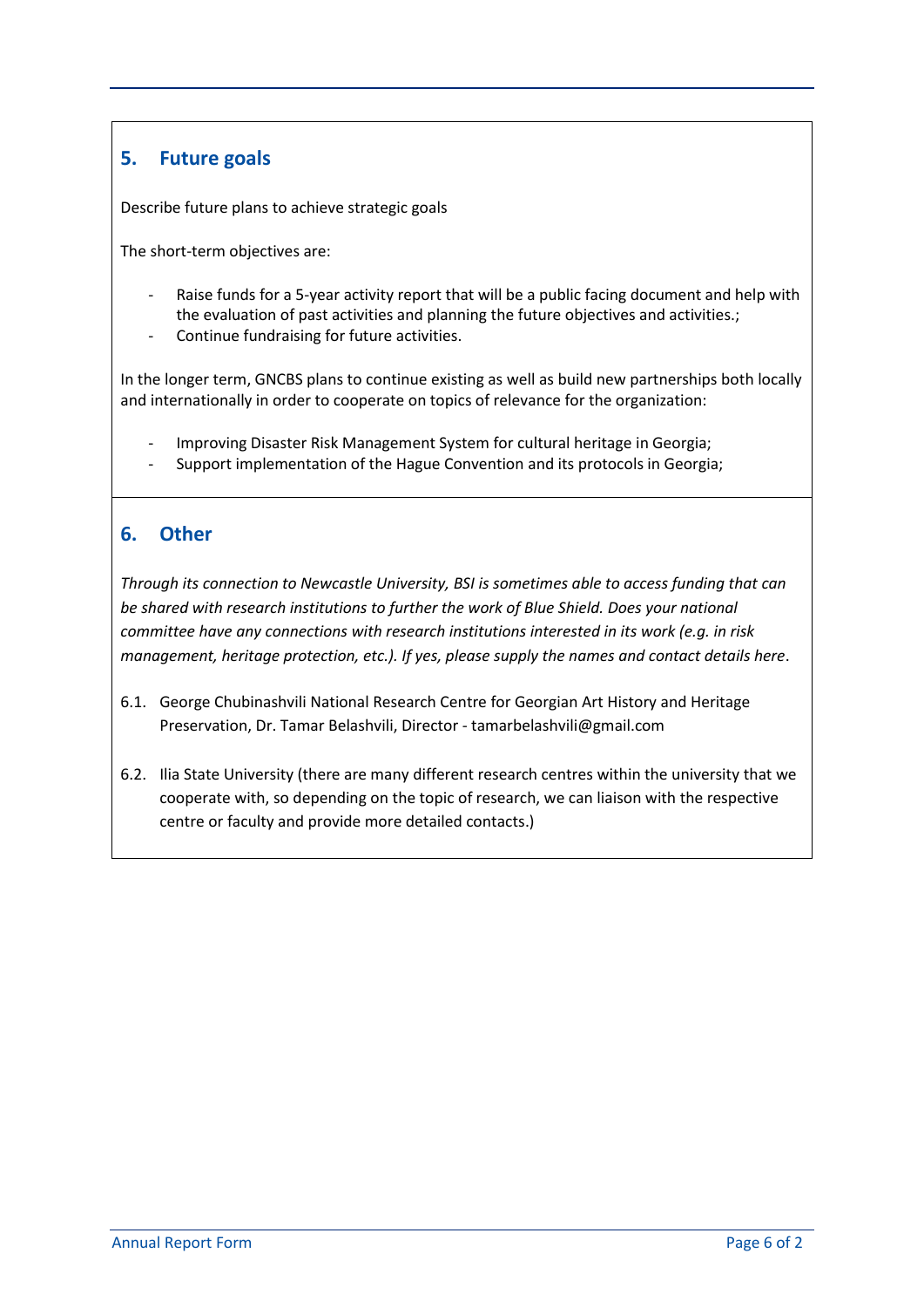## 5. Future goals

Describe future plans to achieve strategic goals

The short-term objectives are:

- Raise funds for a 5-year activity report that will be a public facing document and help with the evaluation of past activities and planning the future objectives and activities.;
- Continue fundraising for future activities.

In the longer term, GNCBS plans to continue existing as well as build new partnerships both locally and internationally in order to cooperate on topics of relevance for the organization:

- Improving Disaster Risk Management System for cultural heritage in Georgia;
- Support implementation of the Hague Convention and its protocols in Georgia;

## 6. Other

*Through its connection to Newcastle University, BSI is sometimes able to access funding that can be shared with research institutions to further the work of Blue Shield. Does your national committee have any connections with research institutions interested in its work (e.g. in risk management, heritage protection, etc.). If yes, please supply the names and contact details here*.

6.1. George Chubinashvili National Research Centre for Georgian Art History and Heritage Preservation, Dr. Tamar Belashvili, Director - tamarbelashvili@gmail.com

6.2. Ilia State University (there are many different research centres within the university that we cooperate with, so depending on the topic of research, we can liaison with the respective centre or faculty and provide more detailed contacts.)